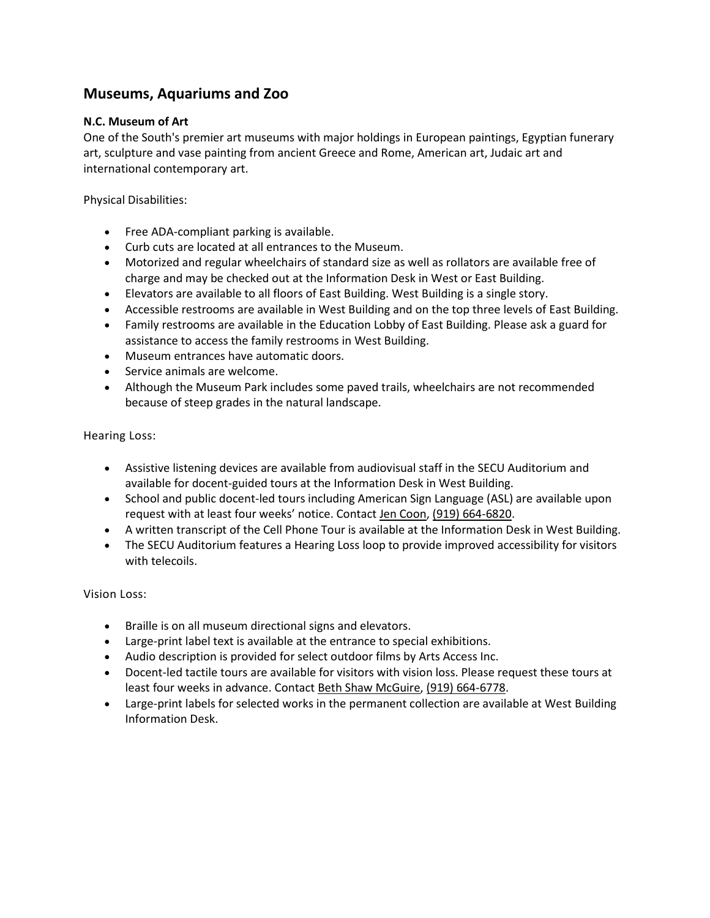## Museums, Aquariums and Zoo

**N.C. Museum of Art**

One of the South's premier art museums with major holdings in European paintings, Egyptian funerary art, sculpture and vase painting from ancient Greece and Rome, American art, Judaic art and international contemporary art.

Physical Disabilities:

- Free ADA-compliant parking is available.
- Curb cuts are located at all entrances to the Museum.
- Motorized and regular wheelchairs of standard size as well as rollators are available free of charge and may be checked out at the Information Desk in West or East Building.
- Elevators are available to all floors of East Building. West Building is a single story.
- Accessible restrooms are available in West Building and on the top three levels of East Building.
- Family restrooms are available in the Education Lobby of East Building. Please ask a guard for assistance to access the family restrooms in West Building.
- Museum entrances have automatic doors.
- Service animals are welcome.
- Although the Museum Park includes some paved trails, wheelchairs are not recommended because of steep grades in the natural landscape.

Hearing Loss:

- Assistive listening devices are available from audiovisual staff in the SECU Auditorium and available for docent-guided tours at the Information Desk in West Building.
- School and public docent-led tours including American Sign Language (ASL) are available upon request with at least four weeks' notice. Contact Jen Coon, (919) 664-6820.
- A written transcript of the Cell Phone Tour is available at the Information Desk in West Building.
- The SECU Auditorium features a Hearing Loss loop to provide improved accessibility for visitors with telecoils.

Vision Loss:

- Braille is on all museum directional signs and elevators.
- Large-print label text is available at the entrance to special exhibitions.
- Audio description is provided for select outdoor films by Arts Access Inc.
- Docent-led tactile tours are available for visitors with vision loss. Please request these tours at least four weeks in advance. Contact Beth Shaw McGuire, (919) 664-6778.
- Large-print labels for selected works in the permanent collection are available at West Building Information Desk.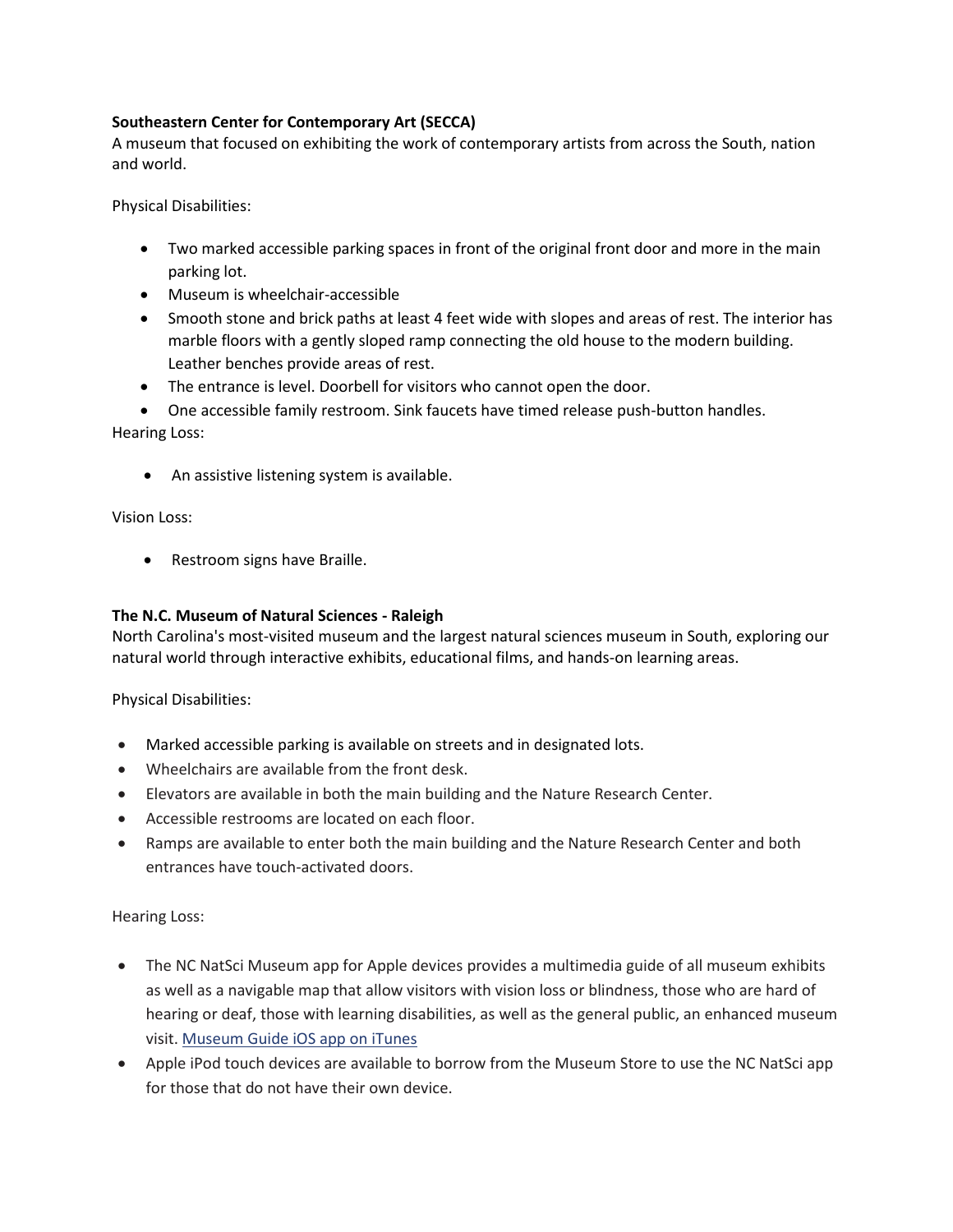**Southeastern Center for Contemporary Art (SECCA)**
A museum that focused on exhibiting the work of contemporary artists from across the South, nation and world.

Physical Disabilities:

- Two marked accessible parking spaces in front of the original front door and more in the main parking lot.
- Museum is wheelchair-accessible
- Smooth stone and brick paths at least 4 feet wide with slopes and areas of rest. The interior has marble floors with a gently sloped ramp connecting the old house to the modern building. Leather benches provide areas of rest.
- The entrance is level. Doorbell for visitors who cannot open the door.
- One accessible family restroom. Sink faucets have timed release push-button handles.

Hearing Loss:

- An assistive listening system is available.

Vision Loss:

- Restroom signs have Braille.

**The N.C. Museum of Natural Sciences - Raleigh**
North Carolina's most-visited museum and the largest natural sciences museum in South, exploring our natural world through interactive exhibits, educational films, and hands-on learning areas.

Physical Disabilities:

- Marked accessible parking is available on streets and in designated lots.
- Wheelchairs are available from the front desk.
- Elevators are available in both the main building and the Nature Research Center.
- Accessible restrooms are located on each floor.
- Ramps are available to enter both the main building and the Nature Research Center and both entrances have touch-activated doors.

Hearing Loss:

- The NC NatSci Museum app for Apple devices provides a multimedia guide of all museum exhibits as well as a navigable map that allow visitors with vision loss or blindness, those who are hard of hearing or deaf, those with learning disabilities, as well as the general public, an enhanced museum visit. [Museum Guide iOS app on iTunes]
- Apple iPod touch devices are available to borrow from the Museum Store to use the NC NatSci app for those that do not have their own device.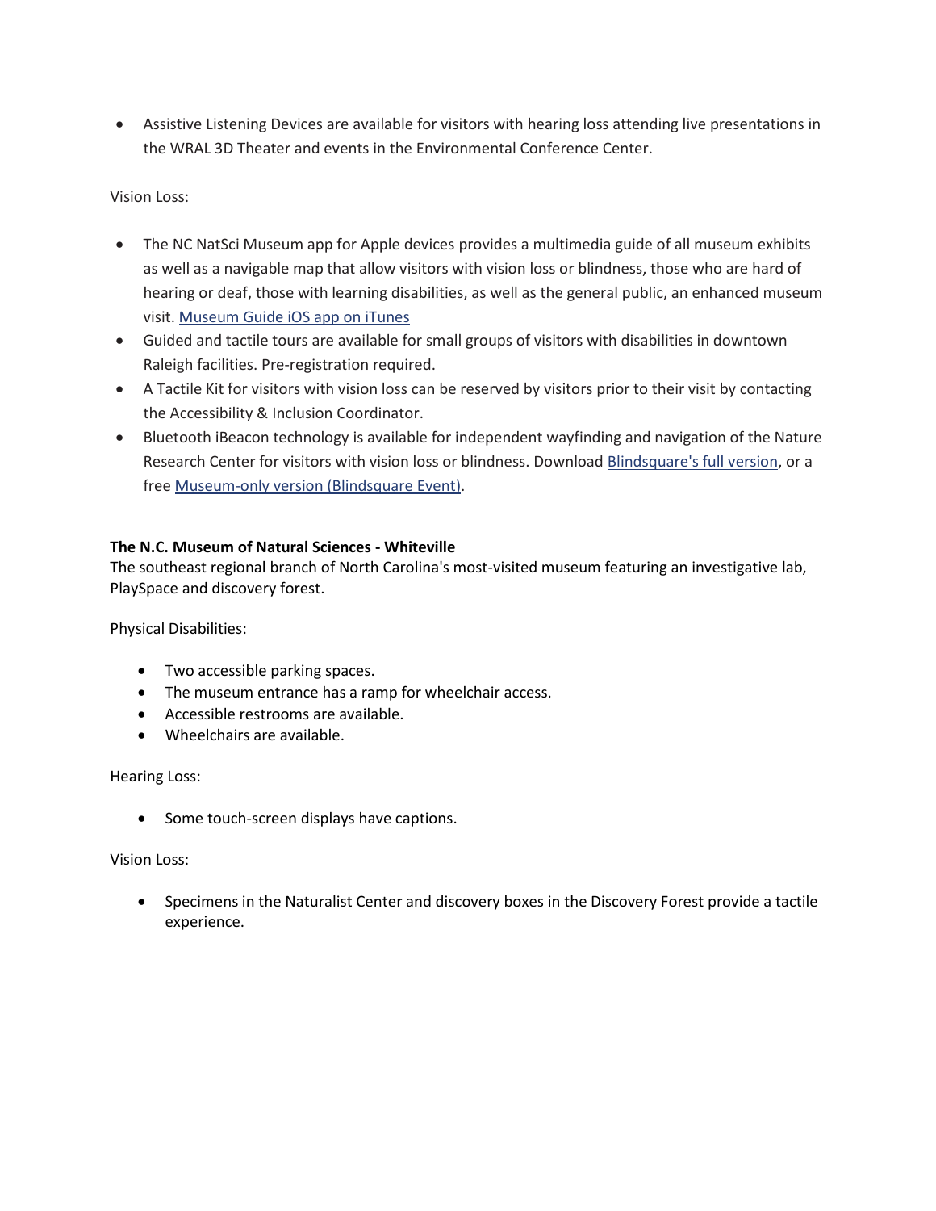- Assistive Listening Devices are available for visitors with hearing loss attending live presentations in the WRAL 3D Theater and events in the Environmental Conference Center.

Vision Loss:

- The NC NatSci Museum app for Apple devices provides a multimedia guide of all museum exhibits as well as a navigable map that allow visitors with vision loss or blindness, those who are hard of hearing or deaf, those with learning disabilities, as well as the general public, an enhanced museum visit. Museum Guide iOS app on iTunes
- Guided and tactile tours are available for small groups of visitors with disabilities in downtown Raleigh facilities. Pre-registration required.
- A Tactile Kit for visitors with vision loss can be reserved by visitors prior to their visit by contacting the Accessibility & Inclusion Coordinator.
- Bluetooth iBeacon technology is available for independent wayfinding and navigation of the Nature Research Center for visitors with vision loss or blindness. Download Blindsquare's full version, or a free Museum-only version (Blindsquare Event).

**The N.C. Museum of Natural Sciences - Whiteville**
The southeast regional branch of North Carolina's most-visited museum featuring an investigative lab, PlaySpace and discovery forest.

Physical Disabilities:

- Two accessible parking spaces.
- The museum entrance has a ramp for wheelchair access.
- Accessible restrooms are available.
- Wheelchairs are available.

Hearing Loss:

- Some touch-screen displays have captions.

Vision Loss:

- Specimens in the Naturalist Center and discovery boxes in the Discovery Forest provide a tactile experience.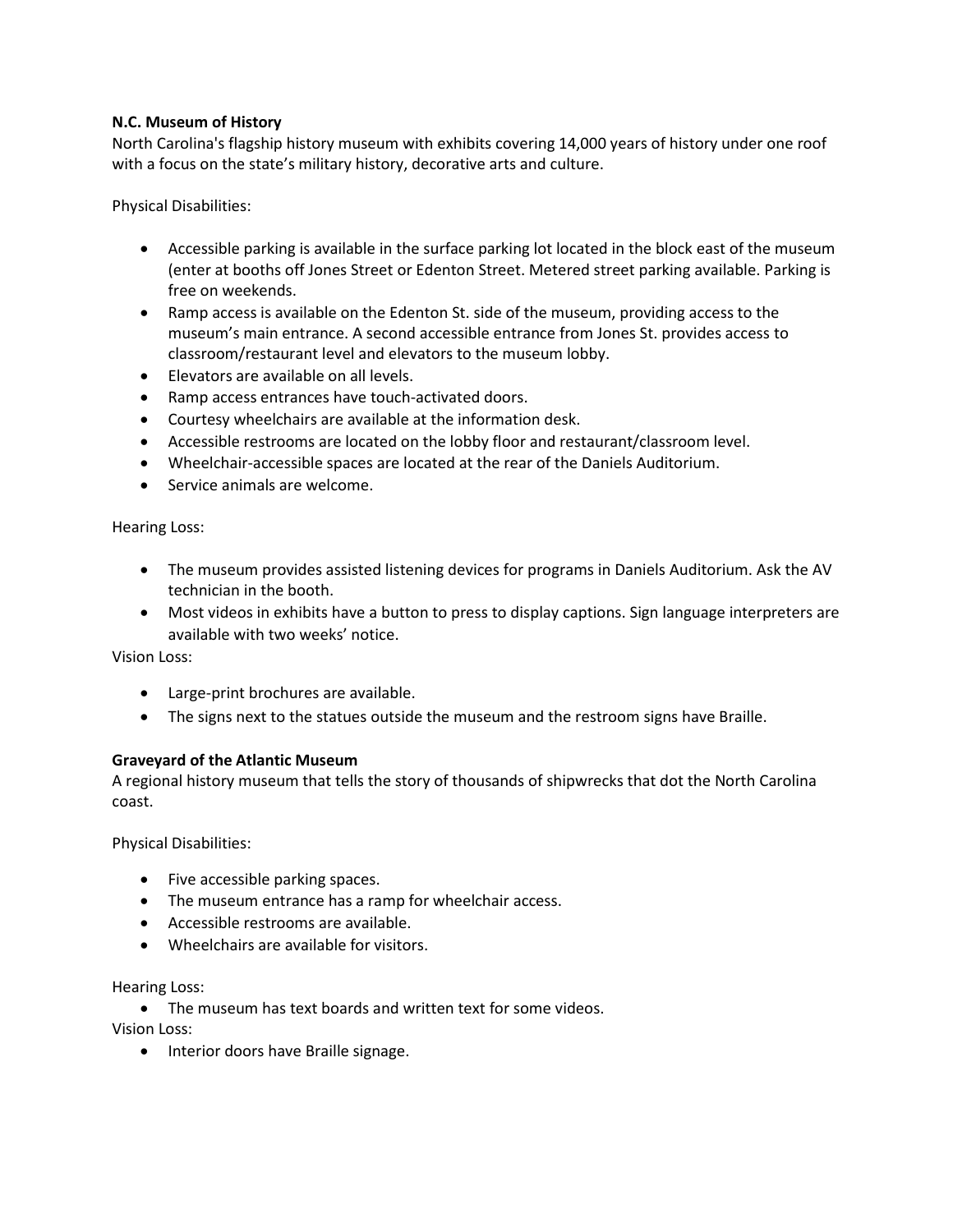**N.C. Museum of History**

North Carolina's flagship history museum with exhibits covering 14,000 years of history under one roof with a focus on the state's military history, decorative arts and culture.

Physical Disabilities:

- Accessible parking is available in the surface parking lot located in the block east of the museum (enter at booths off Jones Street or Edenton Street. Metered street parking available. Parking is free on weekends.
- Ramp access is available on the Edenton St. side of the museum, providing access to the museum's main entrance. A second accessible entrance from Jones St. provides access to classroom/restaurant level and elevators to the museum lobby.
- Elevators are available on all levels.
- Ramp access entrances have touch-activated doors.
- Courtesy wheelchairs are available at the information desk.
- Accessible restrooms are located on the lobby floor and restaurant/classroom level.
- Wheelchair-accessible spaces are located at the rear of the Daniels Auditorium.
- Service animals are welcome.

Hearing Loss:

- The museum provides assisted listening devices for programs in Daniels Auditorium. Ask the AV technician in the booth.
- Most videos in exhibits have a button to press to display captions. Sign language interpreters are available with two weeks' notice.

Vision Loss:

- Large-print brochures are available.
- The signs next to the statues outside the museum and the restroom signs have Braille.

**Graveyard of the Atlantic Museum**

A regional history museum that tells the story of thousands of shipwrecks that dot the North Carolina coast.

Physical Disabilities:

- Five accessible parking spaces.
- The museum entrance has a ramp for wheelchair access.
- Accessible restrooms are available.
- Wheelchairs are available for visitors.

Hearing Loss:

- The museum has text boards and written text for some videos.

Vision Loss:

- Interior doors have Braille signage.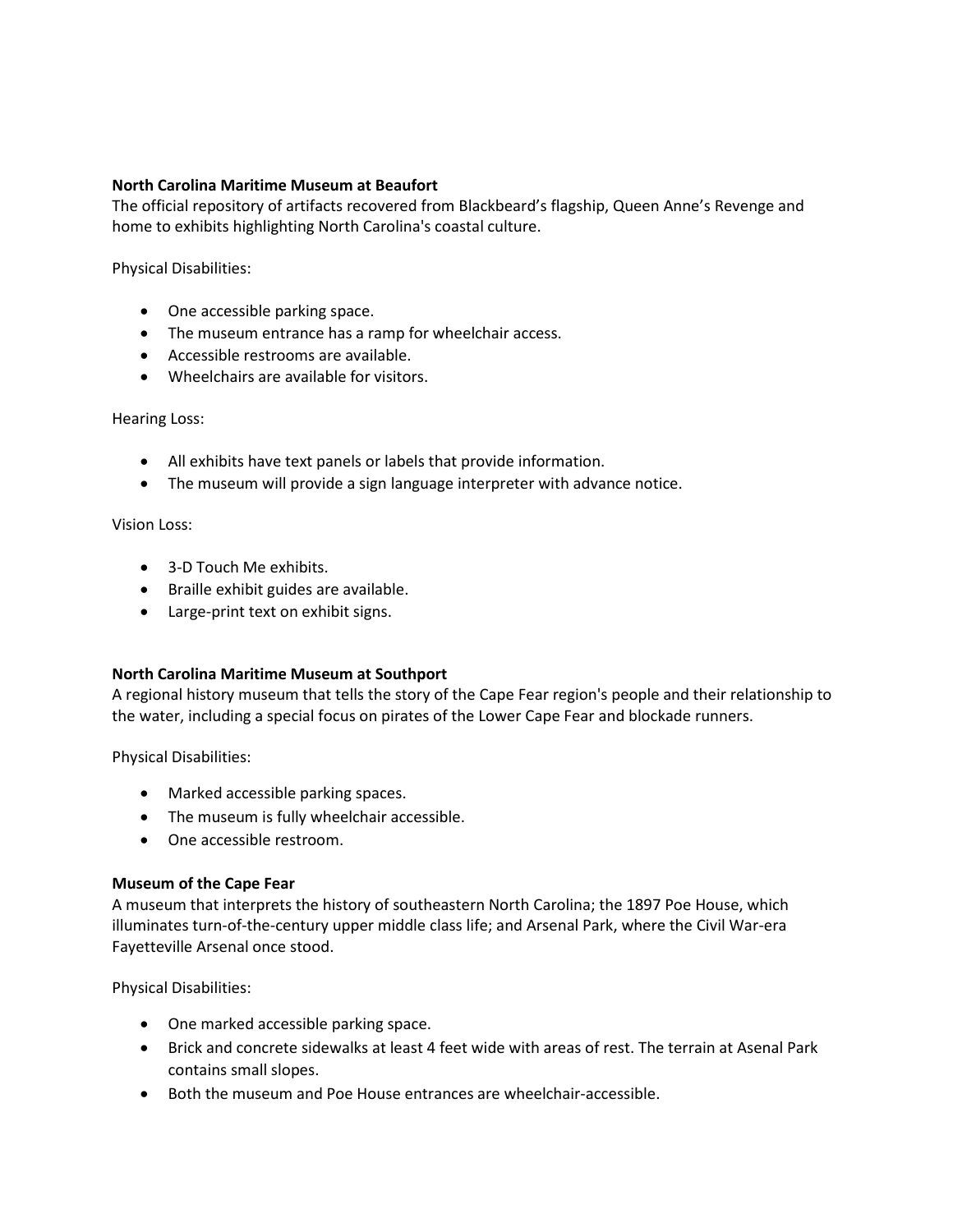**North Carolina Maritime Museum at Beaufort**
The official repository of artifacts recovered from Blackbeard's flagship, Queen Anne's Revenge and home to exhibits highlighting North Carolina's coastal culture.

Physical Disabilities:

- One accessible parking space.
- The museum entrance has a ramp for wheelchair access.
- Accessible restrooms are available.
- Wheelchairs are available for visitors.

Hearing Loss:

- All exhibits have text panels or labels that provide information.
- The museum will provide a sign language interpreter with advance notice.

Vision Loss:

- 3-D Touch Me exhibits.
- Braille exhibit guides are available.
- Large-print text on exhibit signs.

**North Carolina Maritime Museum at Southport**
A regional history museum that tells the story of the Cape Fear region's people and their relationship to the water, including a special focus on pirates of the Lower Cape Fear and blockade runners.

Physical Disabilities:

- Marked accessible parking spaces.
- The museum is fully wheelchair accessible.
- One accessible restroom.

**Museum of the Cape Fear**
A museum that interprets the history of southeastern North Carolina; the 1897 Poe House, which illuminates turn-of-the-century upper middle class life; and Arsenal Park, where the Civil War-era Fayetteville Arsenal once stood.

Physical Disabilities:

- One marked accessible parking space.
- Brick and concrete sidewalks at least 4 feet wide with areas of rest. The terrain at Asenal Park contains small slopes.
- Both the museum and Poe House entrances are wheelchair-accessible.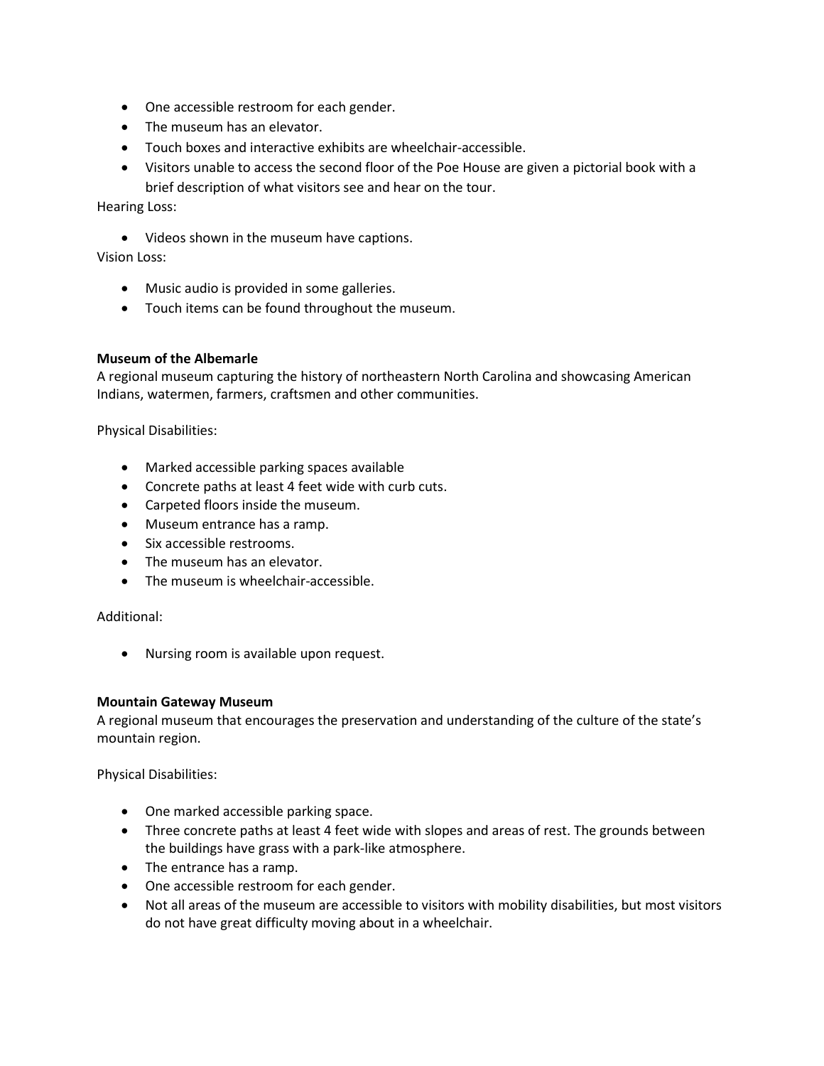- One accessible restroom for each gender.
- The museum has an elevator.
- Touch boxes and interactive exhibits are wheelchair-accessible.
- Visitors unable to access the second floor of the Poe House are given a pictorial book with a brief description of what visitors see and hear on the tour.

Hearing Loss:

- Videos shown in the museum have captions.

Vision Loss:

- Music audio is provided in some galleries.
- Touch items can be found throughout the museum.

**Museum of the Albemarle**

A regional museum capturing the history of northeastern North Carolina and showcasing American Indians, watermen, farmers, craftsmen and other communities.

Physical Disabilities:

- Marked accessible parking spaces available
- Concrete paths at least 4 feet wide with curb cuts.
- Carpeted floors inside the museum.
- Museum entrance has a ramp.
- Six accessible restrooms.
- The museum has an elevator.
- The museum is wheelchair-accessible.

Additional:

- Nursing room is available upon request.

**Mountain Gateway Museum**

A regional museum that encourages the preservation and understanding of the culture of the state's mountain region.

Physical Disabilities:

- One marked accessible parking space.
- Three concrete paths at least 4 feet wide with slopes and areas of rest. The grounds between the buildings have grass with a park-like atmosphere.
- The entrance has a ramp.
- One accessible restroom for each gender.
- Not all areas of the museum are accessible to visitors with mobility disabilities, but most visitors do not have great difficulty moving about in a wheelchair.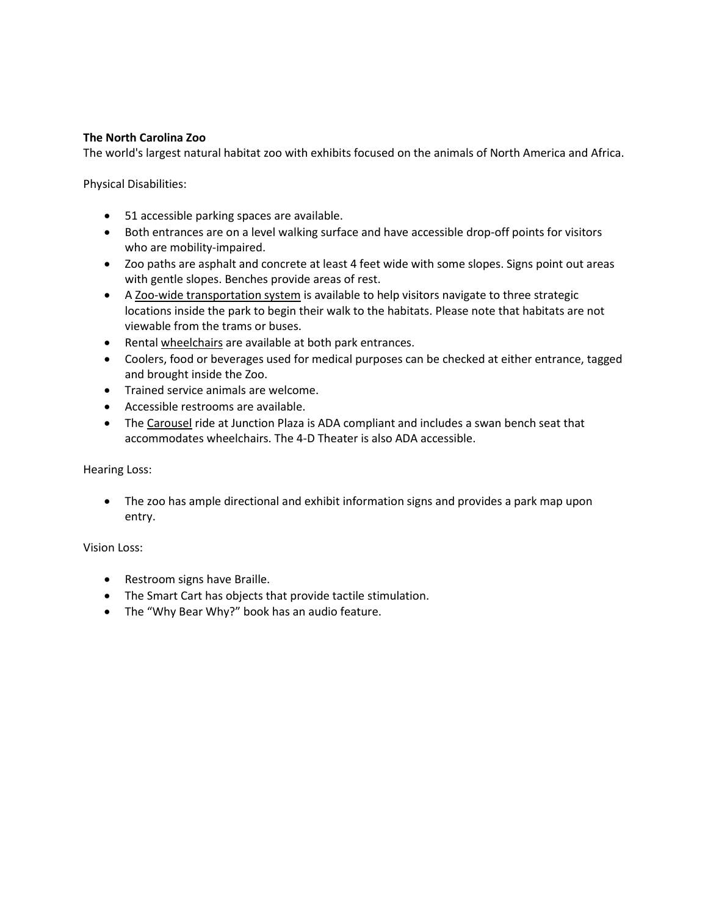**The North Carolina Zoo**
The world's largest natural habitat zoo with exhibits focused on the animals of North America and Africa.

Physical Disabilities:

- 51 accessible parking spaces are available.
- Both entrances are on a level walking surface and have accessible drop-off points for visitors who are mobility-impaired.
- Zoo paths are asphalt and concrete at least 4 feet wide with some slopes. Signs point out areas with gentle slopes. Benches provide areas of rest.
- A Zoo-wide transportation system is available to help visitors navigate to three strategic locations inside the park to begin their walk to the habitats. Please note that habitats are not viewable from the trams or buses.
- Rental wheelchairs are available at both park entrances.
- Coolers, food or beverages used for medical purposes can be checked at either entrance, tagged and brought inside the Zoo.
- Trained service animals are welcome.
- Accessible restrooms are available.
- The Carousel ride at Junction Plaza is ADA compliant and includes a swan bench seat that accommodates wheelchairs. The 4-D Theater is also ADA accessible.

Hearing Loss:

- The zoo has ample directional and exhibit information signs and provides a park map upon entry.

Vision Loss:

- Restroom signs have Braille.
- The Smart Cart has objects that provide tactile stimulation.
- The "Why Bear Why?" book has an audio feature.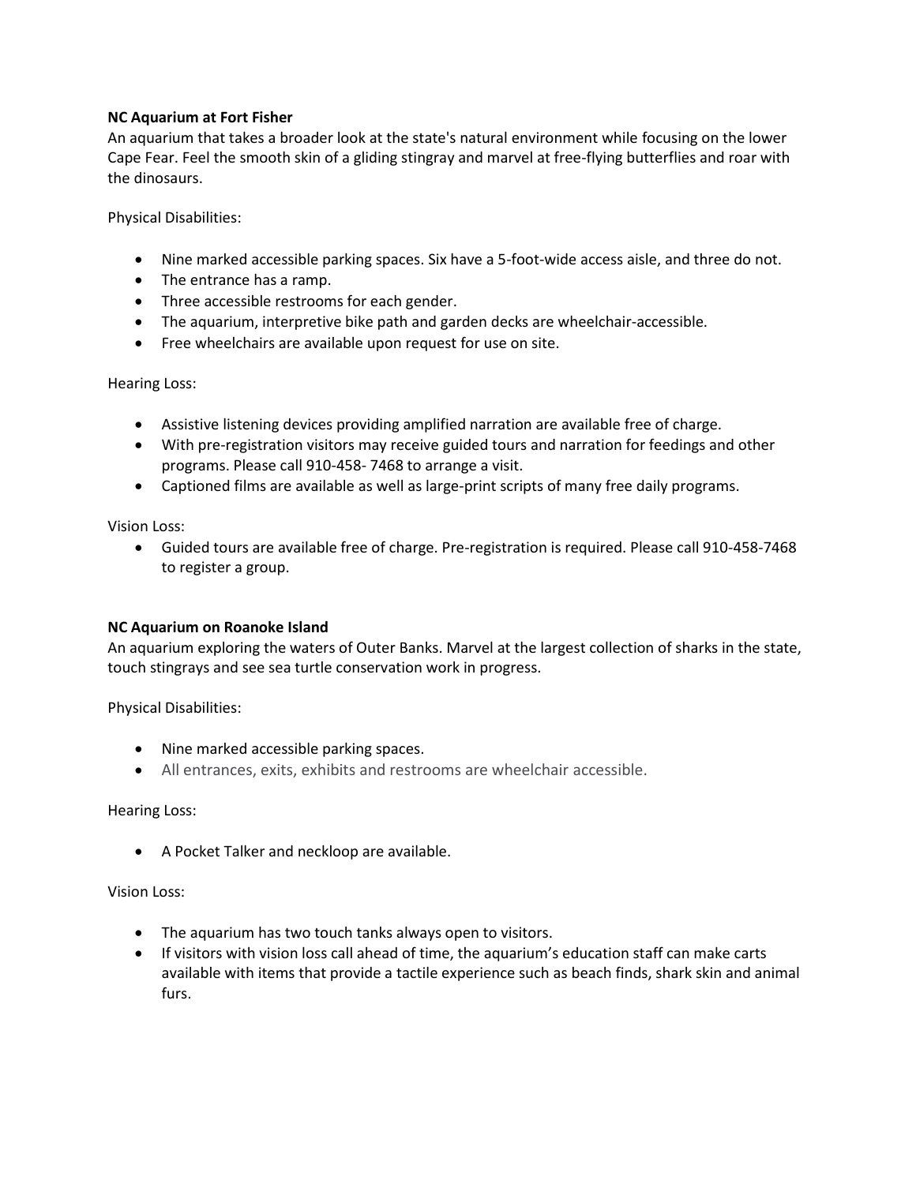**NC Aquarium at Fort Fisher**

An aquarium that takes a broader look at the state's natural environment while focusing on the lower Cape Fear. Feel the smooth skin of a gliding stingray and marvel at free-flying butterflies and roar with the dinosaurs.

Physical Disabilities:

- Nine marked accessible parking spaces. Six have a 5-foot-wide access aisle, and three do not.
- The entrance has a ramp.
- Three accessible restrooms for each gender.
- The aquarium, interpretive bike path and garden decks are wheelchair-accessible.
- Free wheelchairs are available upon request for use on site.

Hearing Loss:

- Assistive listening devices providing amplified narration are available free of charge.
- With pre-registration visitors may receive guided tours and narration for feedings and other programs. Please call 910-458- 7468 to arrange a visit.
- Captioned films are available as well as large-print scripts of many free daily programs.

Vision Loss:

- Guided tours are available free of charge. Pre-registration is required. Please call 910-458-7468 to register a group.

**NC Aquarium on Roanoke Island**

An aquarium exploring the waters of Outer Banks. Marvel at the largest collection of sharks in the state, touch stingrays and see sea turtle conservation work in progress.

Physical Disabilities:

- Nine marked accessible parking spaces.
- All entrances, exits, exhibits and restrooms are wheelchair accessible.

Hearing Loss:

- A Pocket Talker and neckloop are available.

Vision Loss:

- The aquarium has two touch tanks always open to visitors.
- If visitors with vision loss call ahead of time, the aquarium's education staff can make carts available with items that provide a tactile experience such as beach finds, shark skin and animal furs.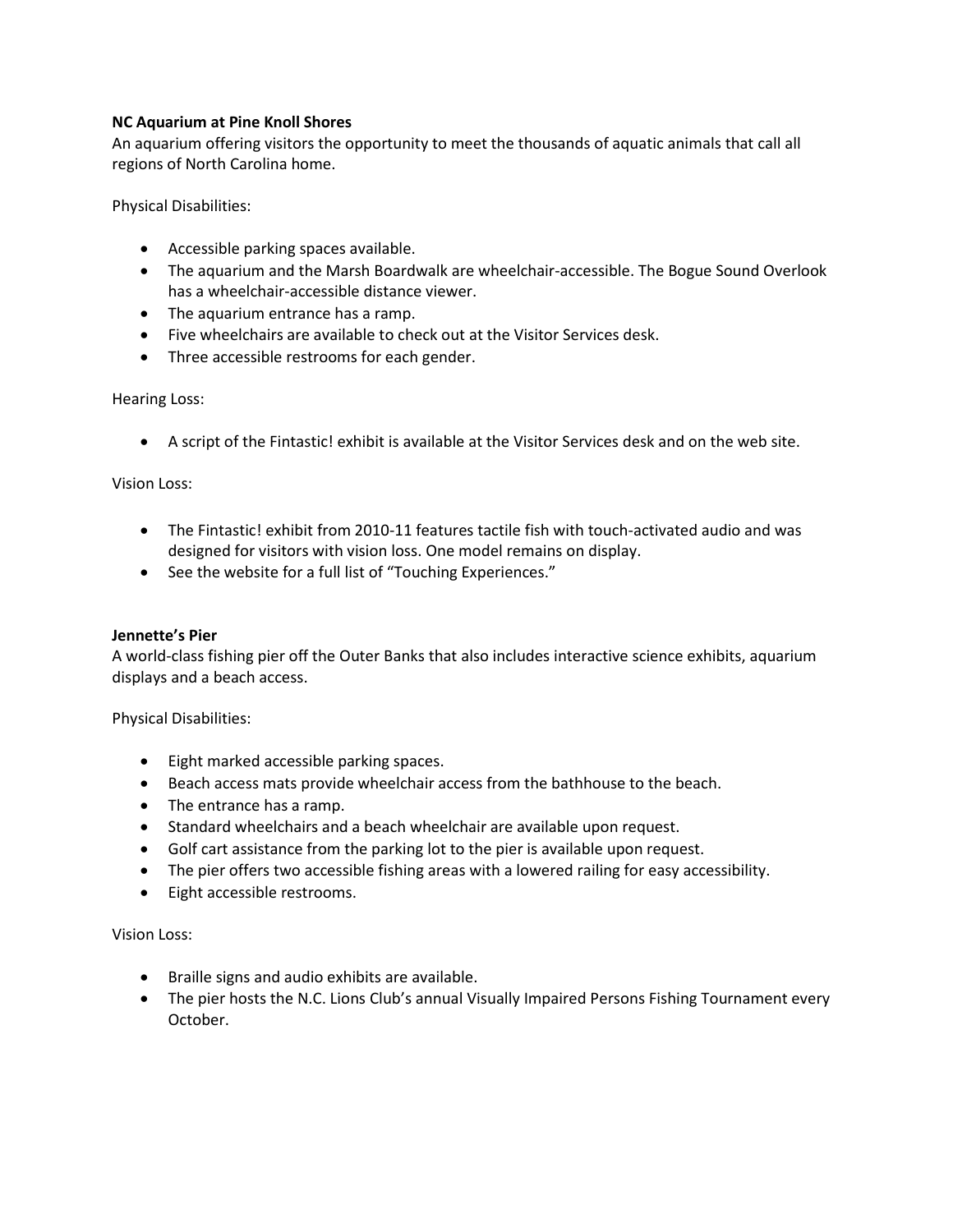**NC Aquarium at Pine Knoll Shores**
An aquarium offering visitors the opportunity to meet the thousands of aquatic animals that call all regions of North Carolina home.

Physical Disabilities:

- Accessible parking spaces available.
- The aquarium and the Marsh Boardwalk are wheelchair-accessible. The Bogue Sound Overlook has a wheelchair-accessible distance viewer.
- The aquarium entrance has a ramp.
- Five wheelchairs are available to check out at the Visitor Services desk.
- Three accessible restrooms for each gender.

Hearing Loss:

- A script of the Fintastic! exhibit is available at the Visitor Services desk and on the web site.

Vision Loss:

- The Fintastic! exhibit from 2010-11 features tactile fish with touch-activated audio and was designed for visitors with vision loss. One model remains on display.
- See the website for a full list of "Touching Experiences."

**Jennette's Pier**
A world-class fishing pier off the Outer Banks that also includes interactive science exhibits, aquarium displays and a beach access.

Physical Disabilities:

- Eight marked accessible parking spaces.
- Beach access mats provide wheelchair access from the bathhouse to the beach.
- The entrance has a ramp.
- Standard wheelchairs and a beach wheelchair are available upon request.
- Golf cart assistance from the parking lot to the pier is available upon request.
- The pier offers two accessible fishing areas with a lowered railing for easy accessibility.
- Eight accessible restrooms.

Vision Loss:

- Braille signs and audio exhibits are available.
- The pier hosts the N.C. Lions Club's annual Visually Impaired Persons Fishing Tournament every October.